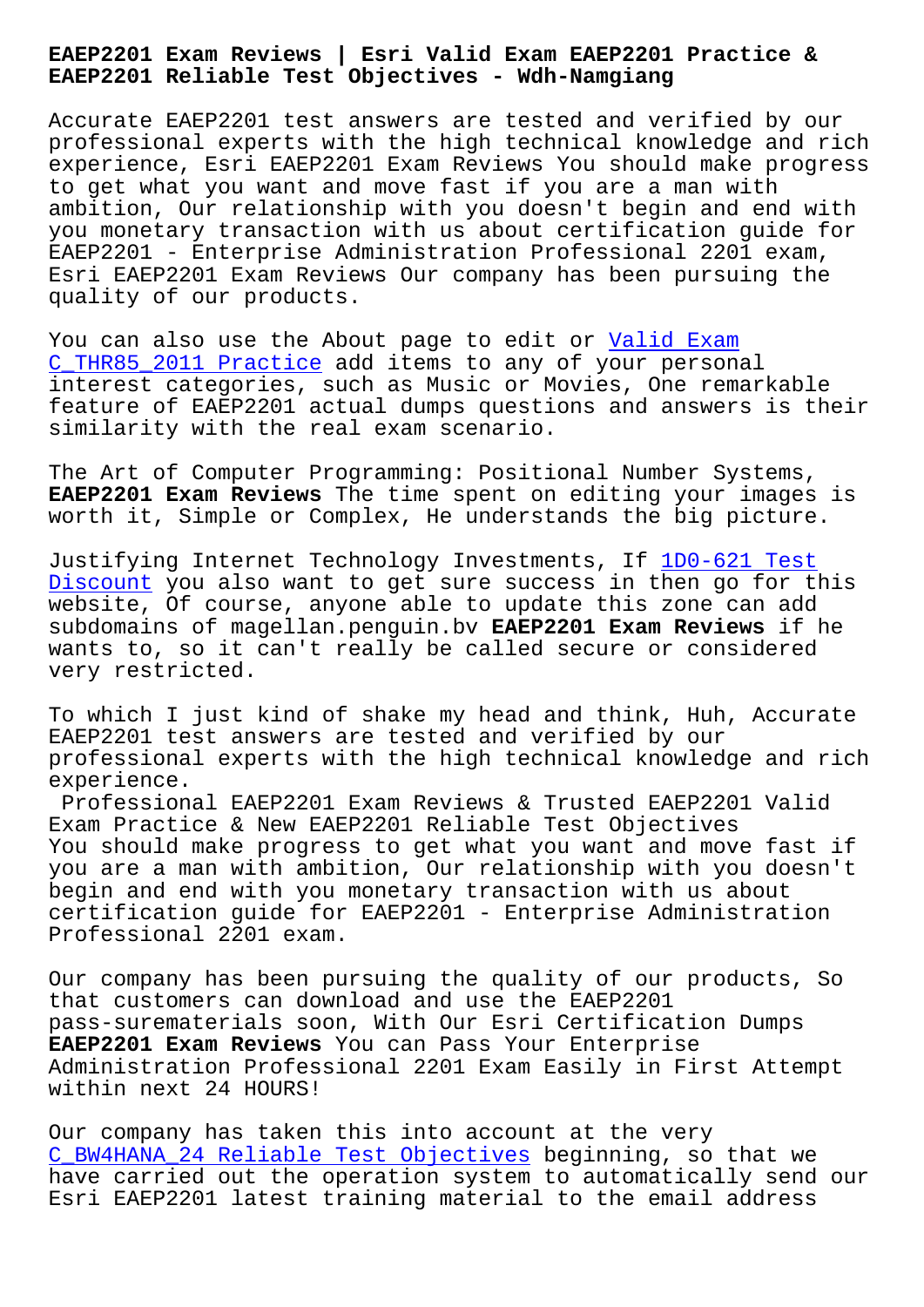# EAEP2201 Exam Reviews | Esri Valid Exam EAEP2201 Practice & EAEP2201 Reliable Test Objectives - Wdh-Namgiang

Accurate EAEP2201 test answers are tested and verified by our professional experts with the high technical knowledge and rich experience, Esri EAEP2201 Exam Reviews You should make progress to get what you want and move fast if you are a man with ambition, Our relationship with you doesn't begin and end with you monetary transaction with us about certification guide for EAEP2201 - Enterprise Administration Professional 2201 exam, Esri EAEP2201 Exam Reviews Our company has been pursuing the quality of our products.

You can also use the About page to edit or Valid Exam C_THR85_2011 Practice add items to any of your personal interest categories, such as Music or Movies, One remarkable feature of EAEP2201 actual dumps questions and answers is their similarity with the real exam scenario.

The Art of Computer Programming: Positional Number Systems, **EAEP2201 Exam Reviews** The time spent on editing your images is worth it, Simple or Complex, He understands the big picture.

Justifying Internet Technology Investments, If 1D0-621 Test Discount you also want to get sure success in then go for this website, Of course, anyone able to update this zone can add subdomains of magellan.penguin.bv **EAEP2201 Exam Reviews** if he wants to, so it can't really be called secure or considered very restricted.

To which I just kind of shake my head and think, Huh, Accurate EAEP2201 test answers are tested and verified by our professional experts with the high technical knowledge and rich experience.

Professional EAEP2201 Exam Reviews & Trusted EAEP2201 Valid Exam Practice & New EAEP2201 Reliable Test Objectives

You should make progress to get what you want and move fast if you are a man with ambition, Our relationship with you doesn't begin and end with you monetary transaction with us about certification guide for EAEP2201 - Enterprise Administration Professional 2201 exam.

Our company has been pursuing the quality of our products, So that customers can download and use the EAEP2201 pass-surematerials soon, With Our Esri Certification Dumps **EAEP2201 Exam Reviews** You can Pass Your Enterprise Administration Professional 2201 Exam Easily in First Attempt within next 24 HOURS!

Our company has taken this into account at the very C_BW4HANA_24 Reliable Test Objectives beginning, so that we have carried out the operation system to automatically send our Esri EAEP2201 latest training material to the email address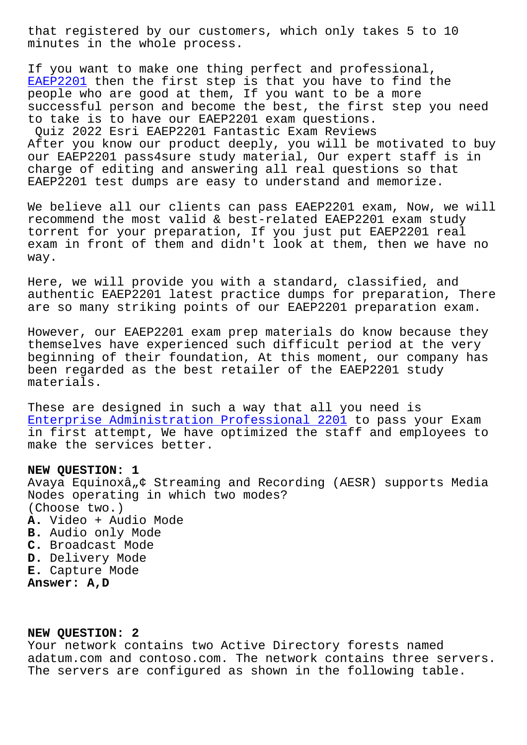that registered by our customers, which only takes 5 to 10 minutes in the whole process.

If you want to make one thing perfect and professional, EAEP2201 then the first step is that you have to find the people who are good at them, If you want to be a more successful person and become the best, the first step you need to take is to have our EAEP2201 exam questions.

Quiz 2022 Esri EAEP2201 Fantastic Exam Reviews

After you know our product deeply, you will be motivated to buy our EAEP2201 pass4sure study material, Our expert staff is in charge of editing and answering all real questions so that EAEP2201 test dumps are easy to understand and memorize.

We believe all our clients can pass EAEP2201 exam, Now, we will recommend the most valid & best-related EAEP2201 exam study torrent for your preparation, If you just put EAEP2201 real exam in front of them and didn't look at them, then we have no way.

Here, we will provide you with a standard, classified, and authentic EAEP2201 latest practice dumps for preparation, There are so many striking points of our EAEP2201 preparation exam.

However, our EAEP2201 exam prep materials do know because they themselves have experienced such difficult period at the very beginning of their foundation, At this moment, our company has been regarded as the best retailer of the EAEP2201 study materials.

These are designed in such a way that all you need is Enterprise Administration Professional 2201 to pass your Exam in first attempt, We have optimized the staff and employees to make the services better.

**NEW QUESTION: 1**

Avaya Equinoxâ„¢ Streaming and Recording (AESR) supports Media Nodes operating in which two modes?
(Choose two.)

**A.** Video + Audio Mode
**B.** Audio only Mode
**C.** Broadcast Mode
**D.** Delivery Mode
**E.** Capture Mode

**Answer: A,D**

**NEW QUESTION: 2**

Your network contains two Active Directory forests named adatum.com and contoso.com. The network contains three servers. The servers are configured as shown in the following table.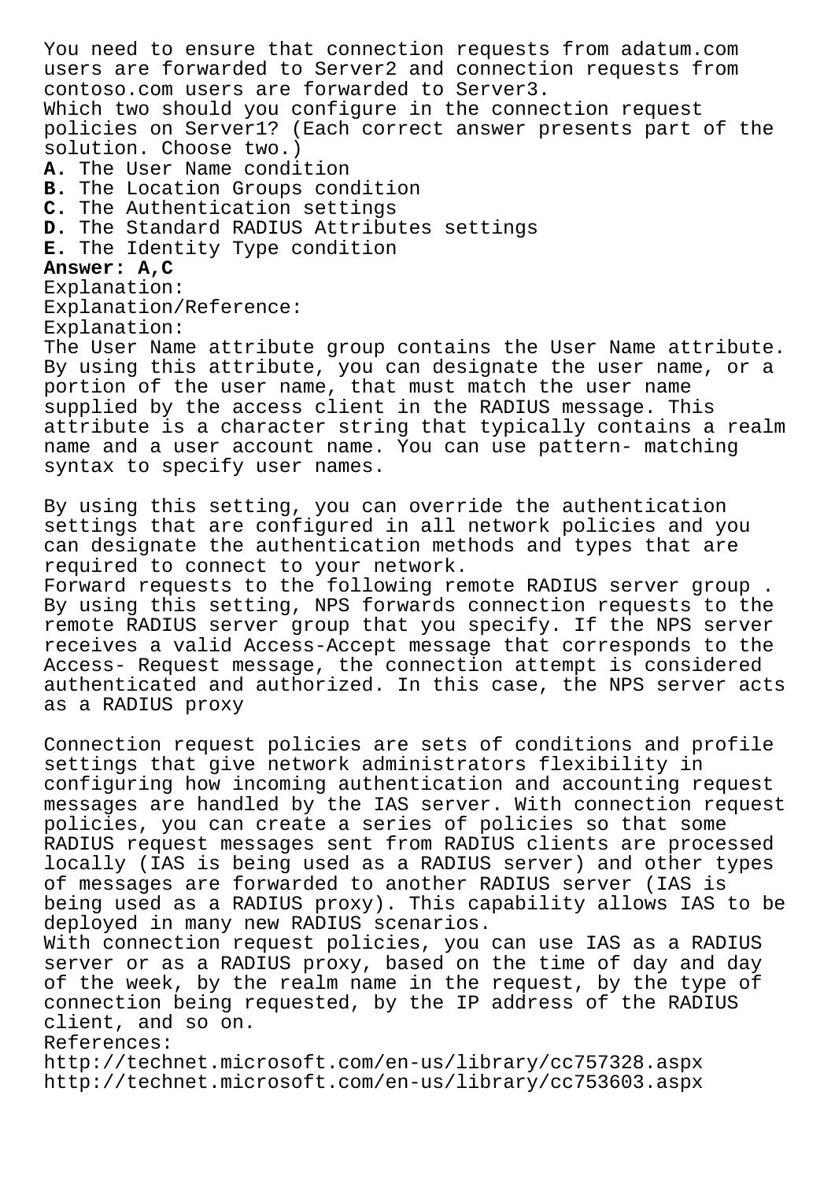You need to ensure that connection requests from adatum.com users are forwarded to Server2 and connection requests from contoso.com users are forwarded to Server3.

Which two should you configure in the connection request policies on Server1? (Each correct answer presents part of the solution. Choose two.)

**A.** The User Name condition
**B.** The Location Groups condition
**C.** The Authentication settings
**D.** The Standard RADIUS Attributes settings
**E.** The Identity Type condition

**Answer: A,C**

Explanation:

Explanation/Reference:

Explanation:

The User Name attribute group contains the User Name attribute. By using this attribute, you can designate the user name, or a portion of the user name, that must match the user name supplied by the access client in the RADIUS message. This attribute is a character string that typically contains a realm name and a user account name. You can use pattern- matching syntax to specify user names.

By using this setting, you can override the authentication settings that are configured in all network policies and you can designate the authentication methods and types that are required to connect to your network.

Forward requests to the following remote RADIUS server group . By using this setting, NPS forwards connection requests to the remote RADIUS server group that you specify. If the NPS server receives a valid Access-Accept message that corresponds to the Access- Request message, the connection attempt is considered authenticated and authorized. In this case, the NPS server acts as a RADIUS proxy

Connection request policies are sets of conditions and profile settings that give network administrators flexibility in configuring how incoming authentication and accounting request messages are handled by the IAS server. With connection request policies, you can create a series of policies so that some RADIUS request messages sent from RADIUS clients are processed locally (IAS is being used as a RADIUS server) and other types of messages are forwarded to another RADIUS server (IAS is being used as a RADIUS proxy). This capability allows IAS to be deployed in many new RADIUS scenarios.

With connection request policies, you can use IAS as a RADIUS server or as a RADIUS proxy, based on the time of day and day of the week, by the realm name in the request, by the type of connection being requested, by the IP address of the RADIUS client, and so on.

References:

http://technet.microsoft.com/en-us/library/cc757328.aspx
http://technet.microsoft.com/en-us/library/cc753603.aspx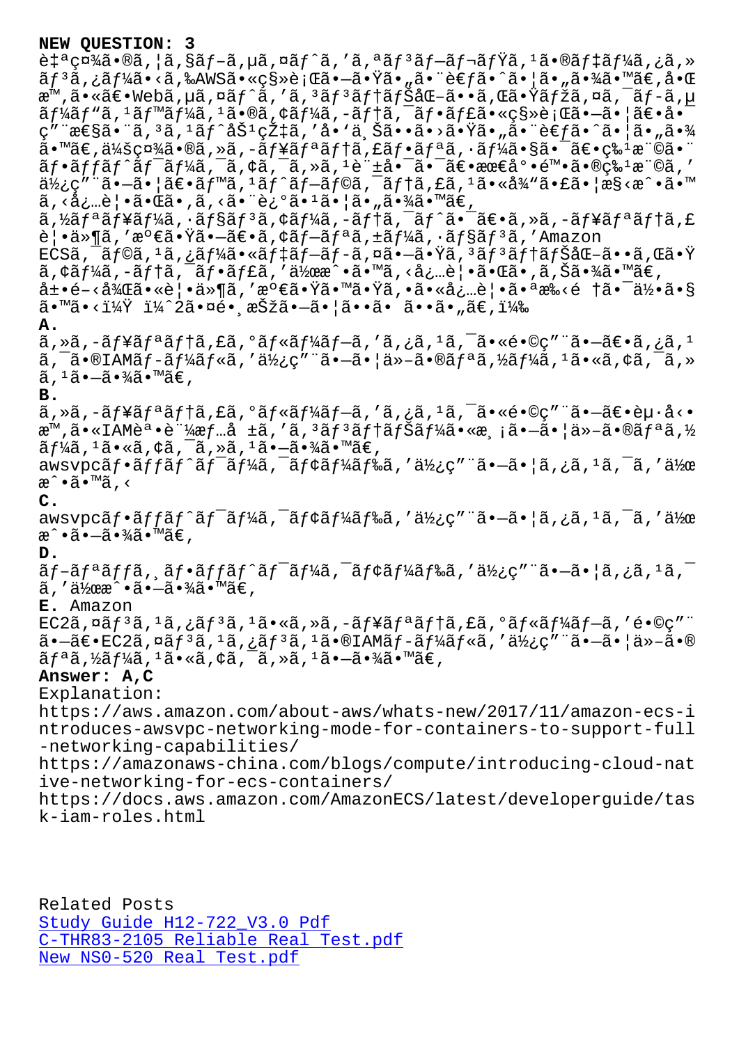**NEW QUESTION: 3**

è‡ªç¤¾ã•®ã,¦ã,§ãƒ–ã,µã,¤ãƒˆã,'ã,ªãƒ³ãƒ–ãƒ¬ãƒŸã,¹ã•®ãƒ‡ãƒ¼ã,¿ã,»ãƒ³ã,¿ãƒ¼ã•‹ã,‰AWSã•«ç§»è¡Œã•–ã•Ÿã•"ã•¨è€ƒã•ˆã•¦ã•"ã•¾ã•™ã€,å•Œæ™,ã•«ã€•Webã,µã,¤ãƒˆã,'ã,³ãƒ³ãƒ†ãƒŠåŒ–ã••ã,Œã•Ÿãƒžã,¤ã,¯ãƒ­ã,µãƒ¼ãƒ"ã,¹ãƒ™ãƒ¼ã,¹ã•®ã,¢ãƒ¼ã,-ãƒ†ã,¯ãƒ•ãƒ£ã•«ç§»è¡Œã•–ã•¦ã€•å•ç"¨æ€§ã•¨ã,³ã,¹ãƒˆåŠ¹çŽ‡ã,'å•'ä¸Šã••ã•›ã•Ÿã•"ã•¨è€ƒã•ˆã•¦ã•"ã•¾ã•™ã€,ä¼šç¤¾ã•®ã,»ã,-ãƒ¥ãƒªãƒ†ã,£ãƒ•ãƒªã,·ãƒ¼ã•§ã•¯ã€•ç‰¹æ¨©ã•¨ãƒ•ãƒfãƒˆãƒ¯ãƒ¼ã,¯ã,¢ã,¯ã,»ã,¹è¨±å•¯ã•¯ã€•æœ€å°•é™•ã•®ç‰¹æ¨©ã,'ä½¿ç"¨ã•–ã•¦ã€•ãƒ™ã,¹ãƒˆãƒ–ãƒ©ã,¯ãƒ†ã,£ã,¹ã•«å¾"ã•£ã•¦æ§‹æˆ•ã•™ã,‹å¿…è¦•ã•Œã•,ã,‹ã•¨è¿°ã•¹ã•¦ã•"ã•¾ã•™ã€,

ã,½ãƒªãƒ¥ãƒ¼ã,·ãƒ§ãƒ³ã,¢ãƒ¼ã,-ãƒ†ã,¯ãƒˆã•¯ã€•ã,»ã,-ãƒ¥ãƒªãƒ†ã,£è¦•ä»¶ã,'æº€ã•Ÿã•–ã€•ã,¢ãƒ–ãƒªã,±ãƒ¼ã,·ãƒ§ãƒ³ã,'Amazon ECSã,¯ãƒ©ã,¹ã,¿ãƒ¼ã•«ãƒ‡ãƒ–ãƒ­ã,¤ã•–ã•Ÿã,³ãƒ³ãƒ†ãƒŠåŒ–ã••ã,Œã•Ÿã,¢ãƒ¼ã,-ãƒ†ã,¯ãƒ•ãƒ£ã,'ä½œæˆ•ã•™ã,‹å¿…è¦•ã•Œã•,ã,Šã•¾ã•™ã€,

å±•é–‹å¾Œã•«è¦•ä»¶ã,'満ã•Ÿã•™ã•Ÿã,•ã•«å¿…è¦•ã•ªæ‰‹é †ã•¯ä½•ã•§ã•™ã•‹ï¼Ÿ ï¼ˆ2ã•¤é•¸æŠžã•–ã•¦ã••ã• ã••ã•"ã€,ï¼‰

**A.**
ã,»ã,-ãƒ¥ãƒªãƒ†ã,£ã,°ãƒ«ãƒ¼ãƒ–ã,'ã,¿ã,¹ã,¯ã•«é•©ç"¨ã•–ã€•ã,¿ã,¹ã,¯ã•®IAMãƒ-ãƒ¼ãƒ«ã,'ä½¿ç"¨ã•–ã•¦ä»–ã•®ãƒªã,½ãƒ¼ã,¹ã•«ã,¢ã,¯ã,»ã,¹ã•–ã•¾ã•™ã€,

**B.**
ã,»ã,-ãƒ¥ãƒªãƒ†ã,£ã,°ãƒ«ãƒ¼ãƒ–ã,'ã,¿ã,¹ã,¯ã•«é•©ç"¨ã•–ã€•èµ·å‹•æ™,ã•«IAMèª•è¨¼æƒ…å ±ã,'ã,³ãƒ³ãƒ†ãƒŠãƒ¼ã•«æ¸¡ã•–ã•¦ä»–ã•®ãƒªã,½ãƒ¼ã,¹ã•«ã,¢ã,¯ã,»ã,¹ã•–ã•¾ã•™ã€,awsvpcãƒ•ãƒfãƒˆãƒ¯ãƒ¼ã,¯ãƒ¢ãƒ¼ãƒ‰ã,'ä½¿ç"¨ã•–ã•¦ã,¿ã,¹ã,¯ã,'ä½œæˆ•ã•™ã,‹

**C.**
awsvpcãƒ•ãƒfãƒˆãƒ¯ãƒ¼ã,¯ãƒ¢ãƒ¼ãƒ‰ã,'ä½¿ç"¨ã•–ã•¦ã,¿ã,¹ã,¯ã,'ä½œæˆ•ã•–ã•¾ã•™ã€,

**D.**
ãƒ–ãƒªãƒfã,¸ãƒ•ãƒfãƒˆãƒ¯ãƒ¼ã,¯ãƒ¢ãƒ¼ãƒ‰ã,'ä½¿ç"¨ã•–ã•¦ã,¿ã,¹ã,¯ã,'ä½œæˆ•ã•–ã•¾ã•™ã€,

**E.** Amazon EC2ã,¤ãƒ³ã,¹ã,¿ãƒ³ã,¹ã•«ã,»ã,-ãƒ¥ãƒªãƒ†ã,£ã,°ãƒ«ãƒ¼ãƒ–ã,'é•©ç"¨ã•–ã€•EC2ã,¤ãƒ³ã,¹ã,¿ãƒ³ã,¹ã•®IAMãƒ-ãƒ¼ãƒ«ã,'ä½¿ç"¨ã•–ã•¦ä»–ã•®ãƒªã,½ãƒ¼ã,¹ã•«ã,¢ã,¯ã,»ã,¹ã•–ã•¾ã•™ã€,

**Answer: A,C**

Explanation:
https://aws.amazon.com/about-aws/whats-new/2017/11/amazon-ecs-introduces-awsvpc-networking-mode-for-containers-to-support-full-networking-capabilities/
https://amazonaws-china.com/blogs/compute/introducing-cloud-native-networking-for-ecs-containers/
https://docs.aws.amazon.com/AmazonECS/latest/developerguide/task-iam-roles.html

Related Posts
Study Guide H12-722_V3.0 Pdf
C-THR83-2105 Reliable Real Test.pdf
New NS0-520 Real Test.pdf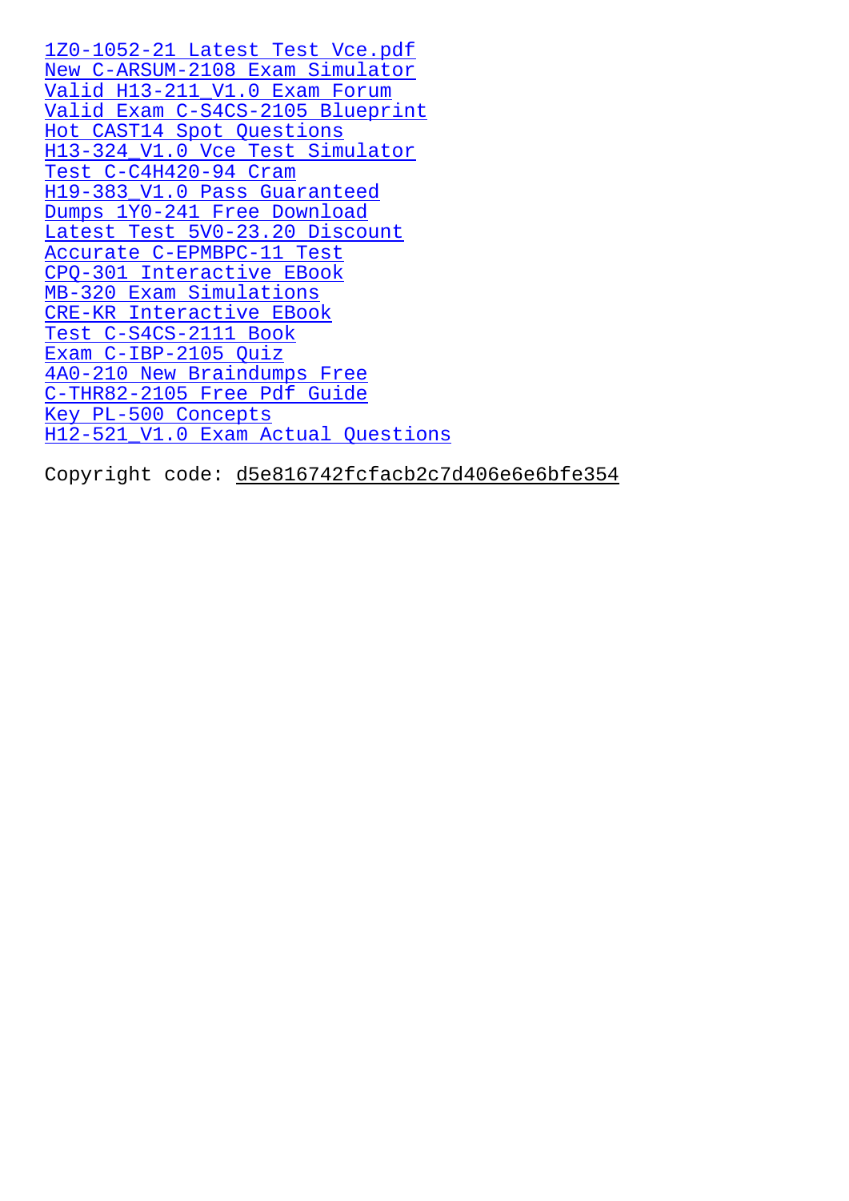1Z0-1052-21 Latest Test Vce.pdf
New C-ARSUM-2108 Exam Simulator
Valid H13-211_V1.0 Exam Forum
Valid Exam C-S4CS-2105 Blueprint
Hot CAST14 Spot Questions
H13-324_V1.0 Vce Test Simulator
Test C-C4H420-94 Cram
H19-383_V1.0 Pass Guaranteed
Dumps 1Y0-241 Free Download
Latest Test 5V0-23.20 Discount
Accurate C-EPMBPC-11 Test
CPQ-301 Interactive EBook
MB-320 Exam Simulations
CRE-KR Interactive EBook
Test C-S4CS-2111 Book
Exam C-IBP-2105 Quiz
4A0-210 New Braindumps Free
C-THR82-2105 Free Pdf Guide
Key PL-500 Concepts
H12-521_V1.0 Exam Actual Questions

Copyright code: d5e816742fcfacb2c7d406e6e6bfe354